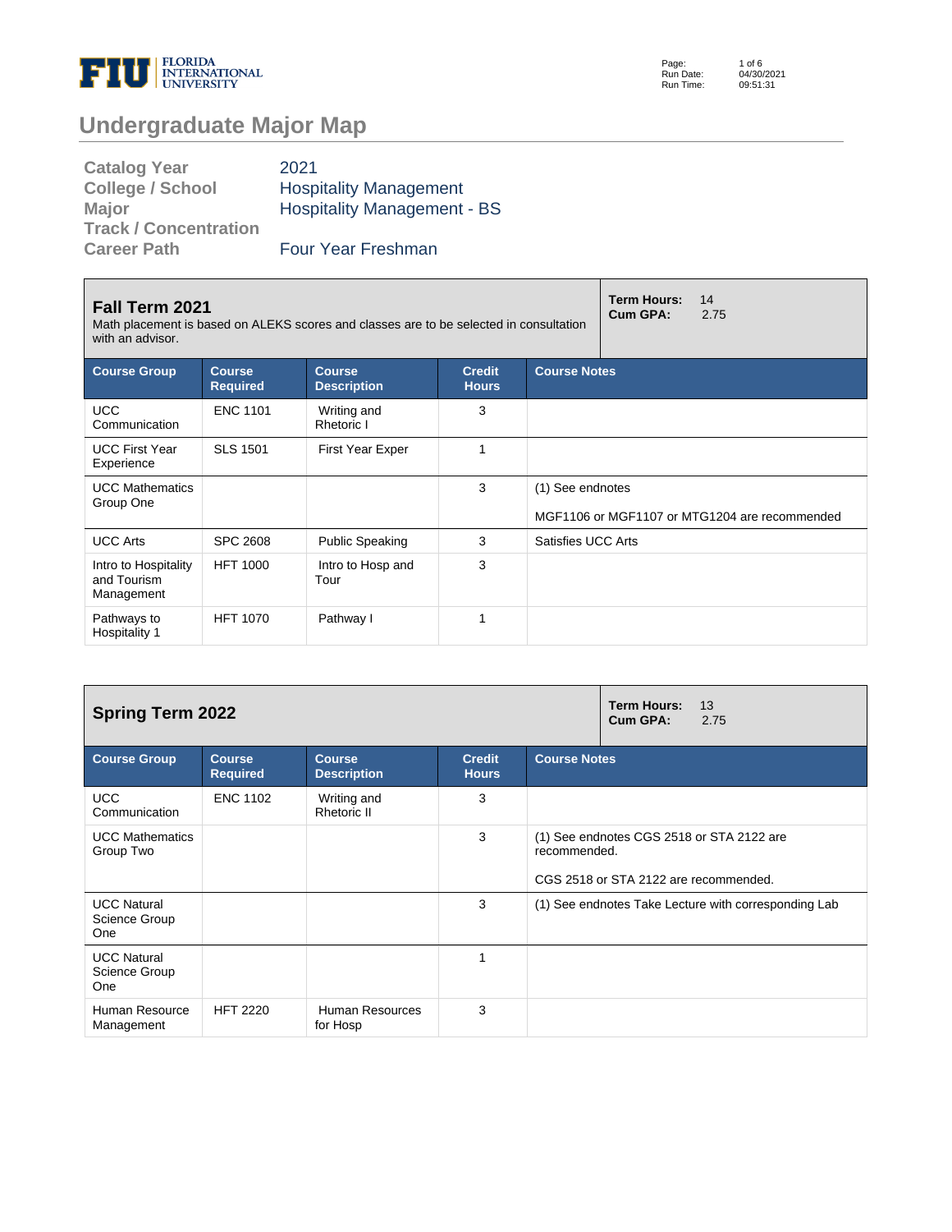# Undergraduate Major Map

| | |
|---|---|
| **Catalog Year** | 2021 |
| **College / School** | Hospitality Management |
| **Major** | Hospitality Management - BS |
| **Track / Concentration** | |
| **Career Path** | Four Year Freshman |

## Fall Term 2021

Math placement is based on ALEKS scores and classes are to be selected in consultation with an advisor.

**Term Hours:** 14
**Cum GPA:** 2.75

| Course Group | Course Required | Course Description | Credit Hours | Course Notes |
|---|---|---|---|---|
| UCC Communication | ENC 1101 | Writing and Rhetoric I | 3 | |
| UCC First Year Experience | SLS 1501 | First Year Exper | 1 | |
| UCC Mathematics Group One | | | 3 | (1) See endnotes<br>MGF1106 or MGF1107 or MTG1204 are recommended |
| UCC Arts | SPC 2608 | Public Speaking | 3 | Satisfies UCC Arts |
| Intro to Hospitality and Tourism Management | HFT 1000 | Intro to Hosp and Tour | 3 | |
| Pathways to Hospitality 1 | HFT 1070 | Pathway I | 1 | |

## Spring Term 2022

**Term Hours:** 13
**Cum GPA:** 2.75

| Course Group | Course Required | Course Description | Credit Hours | Course Notes |
|---|---|---|---|---|
| UCC Communication | ENC 1102 | Writing and Rhetoric II | 3 | |
| UCC Mathematics Group Two | | | 3 | (1) See endnotes CGS 2518 or STA 2122 are recommended.<br>CGS 2518 or STA 2122 are recommended. |
| UCC Natural Science Group One | | | 3 | (1) See endnotes Take Lecture with corresponding Lab |
| UCC Natural Science Group One | | | 1 | |
| Human Resource Management | HFT 2220 | Human Resources for Hosp | 3 | |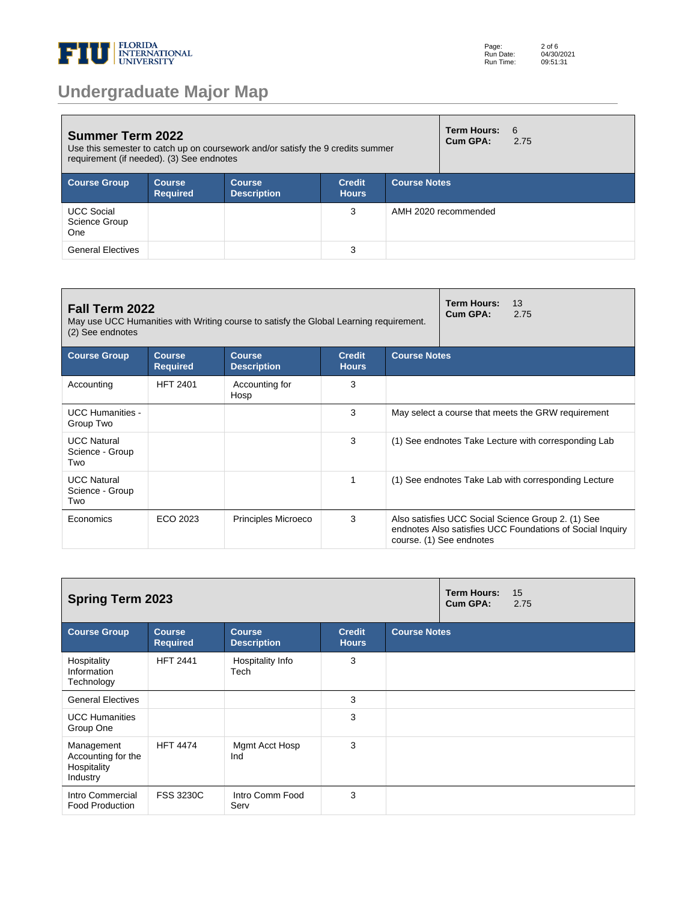# Undergraduate Major Map

## Summer Term 2022

Use this semester to catch up on coursework and/or satisfy the 9 credits summer requirement (if needed). (3) See endnotes

**Term Hours:** 6
**Cum GPA:** 2.75

| Course Group | Course Required | Course Description | Credit Hours | Course Notes |
|---|---|---|---|---|
| UCC Social Science Group One | | | 3 | AMH 2020 recommended |
| General Electives | | | 3 | |

## Fall Term 2022

May use UCC Humanities with Writing course to satisfy the Global Learning requirement. (2) See endnotes

**Term Hours:** 13
**Cum GPA:** 2.75

| Course Group | Course Required | Course Description | Credit Hours | Course Notes |
|---|---|---|---|---|
| Accounting | HFT 2401 | Accounting for Hosp | 3 | |
| UCC Humanities - Group Two | | | 3 | May select a course that meets the GRW requirement |
| UCC Natural Science - Group Two | | | 3 | (1) See endnotes Take Lecture with corresponding Lab |
| UCC Natural Science - Group Two | | | 1 | (1) See endnotes Take Lab with corresponding Lecture |
| Economics | ECO 2023 | Principles Microeco | 3 | Also satisfies UCC Social Science Group 2. (1) See endnotes Also satisfies UCC Foundations of Social Inquiry course. (1) See endnotes |

## Spring Term 2023

**Term Hours:** 15
**Cum GPA:** 2.75

| Course Group | Course Required | Course Description | Credit Hours | Course Notes |
|---|---|---|---|---|
| Hospitality Information Technology | HFT 2441 | Hospitality Info Tech | 3 | |
| General Electives | | | 3 | |
| UCC Humanities Group One | | | 3 | |
| Management Accounting for the Hospitality Industry | HFT 4474 | Mgmt Acct Hosp Ind | 3 | |
| Intro Commercial Food Production | FSS 3230C | Intro Comm Food Serv | 3 | |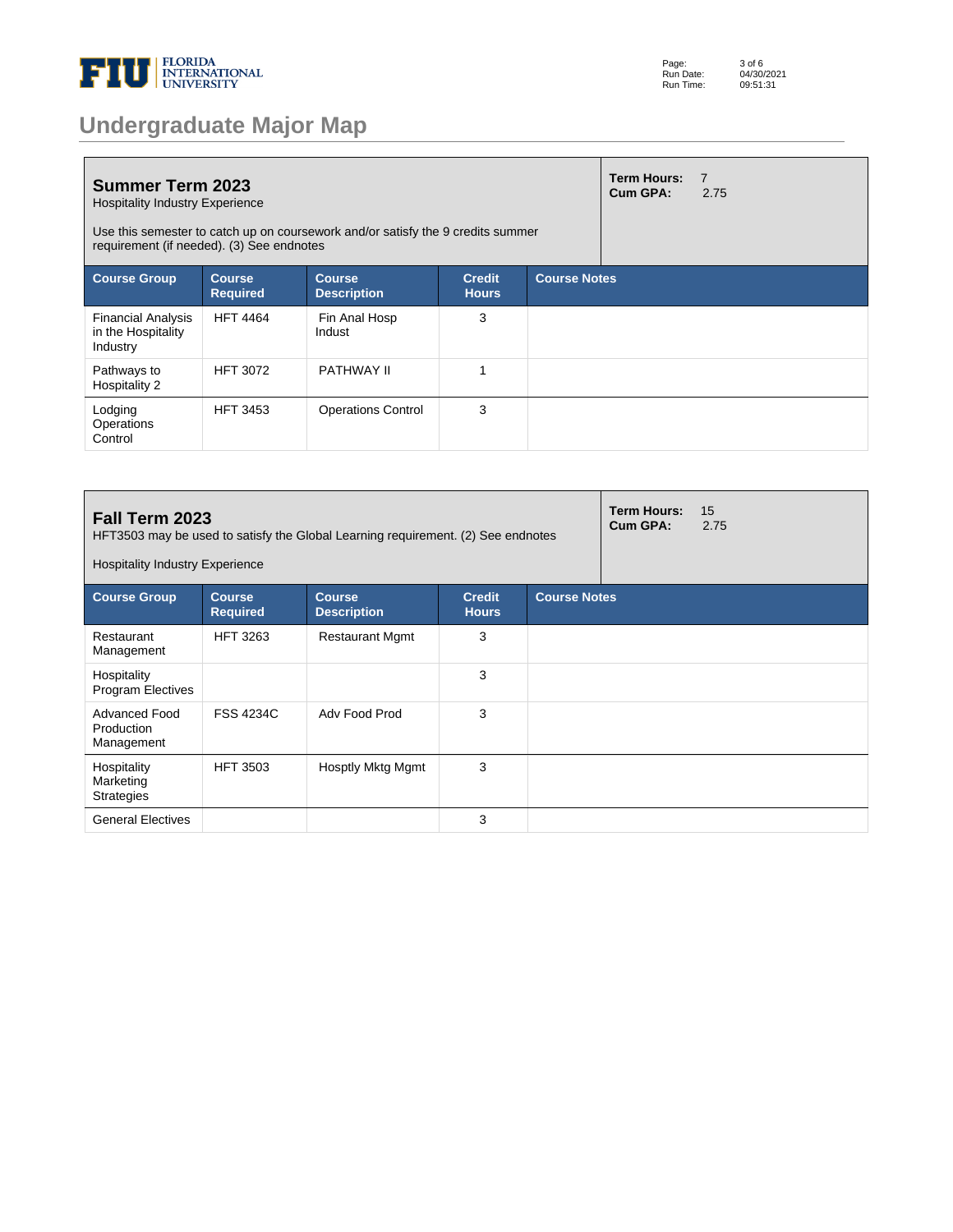# Undergraduate Major Map

## Summer Term 2023

Hospitality Industry Experience

Use this semester to catch up on coursework and/or satisfy the 9 credits summer requirement (if needed). (3) See endnotes

**Term Hours:** 7
**Cum GPA:** 2.75

| Course Group | Course Required | Course Description | Credit Hours | Course Notes |
|---|---|---|---|---|
| Financial Analysis in the Hospitality Industry | HFT 4464 | Fin Anal Hosp Indust | 3 | |
| Pathways to Hospitality 2 | HFT 3072 | PATHWAY II | 1 | |
| Lodging Operations Control | HFT 3453 | Operations Control | 3 | |

## Fall Term 2023

HFT3503 may be used to satisfy the Global Learning requirement. (2) See endnotes

Hospitality Industry Experience

**Term Hours:** 15
**Cum GPA:** 2.75

| Course Group | Course Required | Course Description | Credit Hours | Course Notes |
|---|---|---|---|---|
| Restaurant Management | HFT 3263 | Restaurant Mgmt | 3 | |
| Hospitality Program Electives | | | 3 | |
| Advanced Food Production Management | FSS 4234C | Adv Food Prod | 3 | |
| Hospitality Marketing Strategies | HFT 3503 | Hosptly Mktg Mgmt | 3 | |
| General Electives | | | 3 | |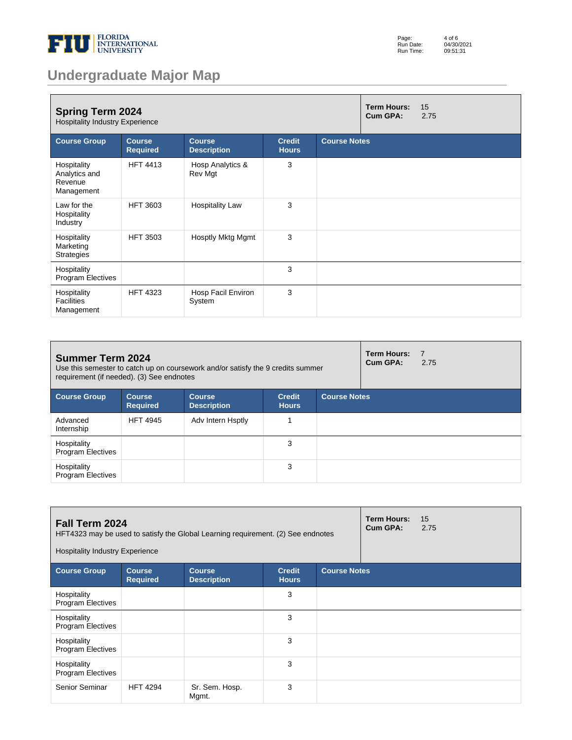# Undergraduate Major Map

## Spring Term 2024

Hospitality Industry Experience

**Term Hours:** 15
**Cum GPA:** 2.75

| Course Group | Course Required | Course Description | Credit Hours | Course Notes |
|---|---|---|---|---|
| Hospitality Analytics and Revenue Management | HFT 4413 | Hosp Analytics & Rev Mgt | 3 | |
| Law for the Hospitality Industry | HFT 3603 | Hospitality Law | 3 | |
| Hospitality Marketing Strategies | HFT 3503 | Hosptly Mktg Mgmt | 3 | |
| Hospitality Program Electives | | | 3 | |
| Hospitality Facilities Management | HFT 4323 | Hosp Facil Environ System | 3 | |

## Summer Term 2024

Use this semester to catch up on coursework and/or satisfy the 9 credits summer requirement (if needed). (3) See endnotes

**Term Hours:** 7
**Cum GPA:** 2.75

| Course Group | Course Required | Course Description | Credit Hours | Course Notes |
|---|---|---|---|---|
| Advanced Internship | HFT 4945 | Adv Intern Hsptly | 1 | |
| Hospitality Program Electives | | | 3 | |
| Hospitality Program Electives | | | 3 | |

## Fall Term 2024

HFT4323 may be used to satisfy the Global Learning requirement. (2) See endnotes

Hospitality Industry Experience

**Term Hours:** 15
**Cum GPA:** 2.75

| Course Group | Course Required | Course Description | Credit Hours | Course Notes |
|---|---|---|---|---|
| Hospitality Program Electives | | | 3 | |
| Hospitality Program Electives | | | 3 | |
| Hospitality Program Electives | | | 3 | |
| Hospitality Program Electives | | | 3 | |
| Senior Seminar | HFT 4294 | Sr. Sem. Hosp. Mgmt. | 3 | |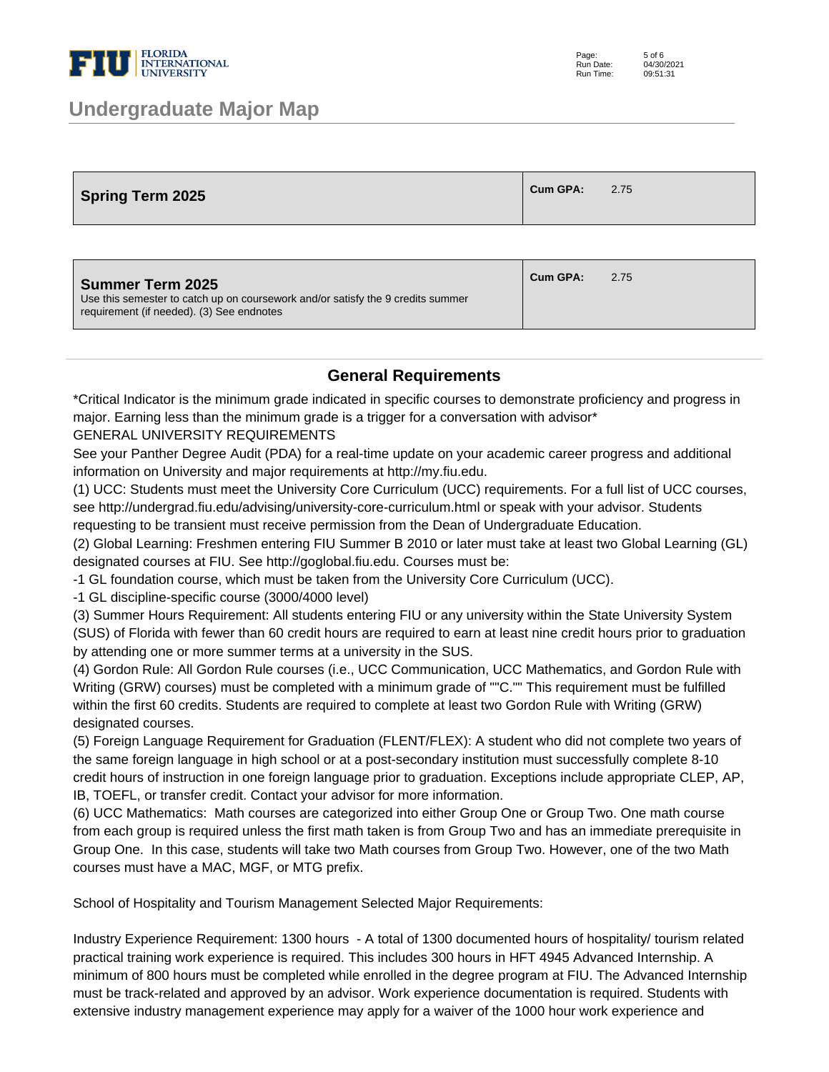## Undergraduate Major Map

| Spring Term 2025 | Cum GPA: 2.75 |
|---|---|

| Summer Term 2025<br>Use this semester to catch up on coursework and/or satisfy the 9 credits summer requirement (if needed). (3) See endnotes | Cum GPA: 2.75 |
|---|---|

### General Requirements

*Critical Indicator is the minimum grade indicated in specific courses to demonstrate proficiency and progress in major. Earning less than the minimum grade is a trigger for a conversation with advisor*

GENERAL UNIVERSITY REQUIREMENTS

See your Panther Degree Audit (PDA) for a real-time update on your academic career progress and additional information on University and major requirements at http://my.fiu.edu.

(1) UCC: Students must meet the University Core Curriculum (UCC) requirements. For a full list of UCC courses, see http://undergrad.fiu.edu/advising/university-core-curriculum.html or speak with your advisor. Students requesting to be transient must receive permission from the Dean of Undergraduate Education.

(2) Global Learning: Freshmen entering FIU Summer B 2010 or later must take at least two Global Learning (GL) designated courses at FIU. See http://goglobal.fiu.edu. Courses must be:

-1 GL foundation course, which must be taken from the University Core Curriculum (UCC).

-1 GL discipline-specific course (3000/4000 level)

(3) Summer Hours Requirement: All students entering FIU or any university within the State University System (SUS) of Florida with fewer than 60 credit hours are required to earn at least nine credit hours prior to graduation by attending one or more summer terms at a university in the SUS.

(4) Gordon Rule: All Gordon Rule courses (i.e., UCC Communication, UCC Mathematics, and Gordon Rule with Writing (GRW) courses) must be completed with a minimum grade of ""C."" This requirement must be fulfilled within the first 60 credits. Students are required to complete at least two Gordon Rule with Writing (GRW) designated courses.

(5) Foreign Language Requirement for Graduation (FLENT/FLEX): A student who did not complete two years of the same foreign language in high school or at a post-secondary institution must successfully complete 8-10 credit hours of instruction in one foreign language prior to graduation. Exceptions include appropriate CLEP, AP, IB, TOEFL, or transfer credit. Contact your advisor for more information.

(6) UCC Mathematics: Math courses are categorized into either Group One or Group Two. One math course from each group is required unless the first math taken is from Group Two and has an immediate prerequisite in Group One. In this case, students will take two Math courses from Group Two. However, one of the two Math courses must have a MAC, MGF, or MTG prefix.

School of Hospitality and Tourism Management Selected Major Requirements:

Industry Experience Requirement: 1300 hours - A total of 1300 documented hours of hospitality/ tourism related practical training work experience is required. This includes 300 hours in HFT 4945 Advanced Internship. A minimum of 800 hours must be completed while enrolled in the degree program at FIU. The Advanced Internship must be track-related and approved by an advisor. Work experience documentation is required. Students with extensive industry management experience may apply for a waiver of the 1000 hour work experience and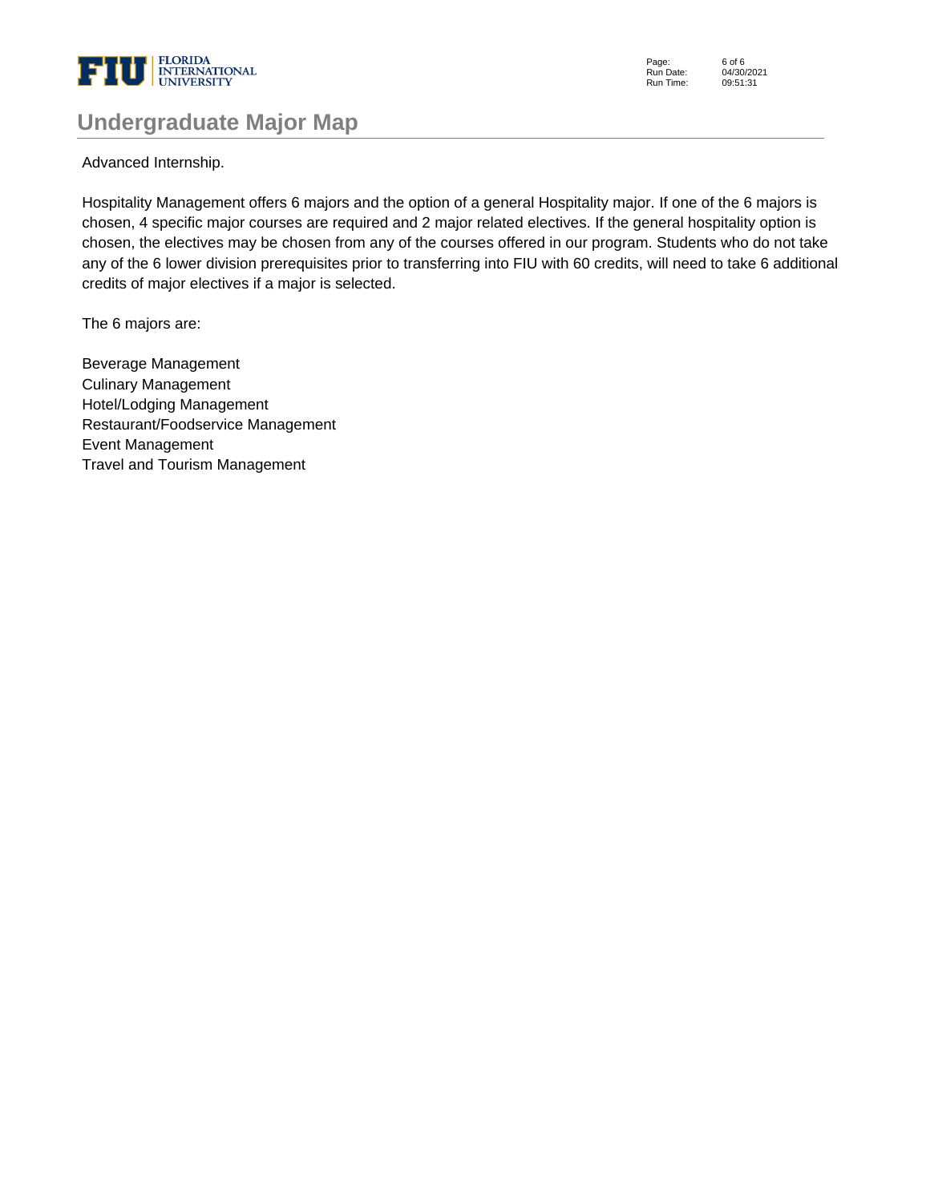# Undergraduate Major Map

Advanced Internship.

Hospitality Management offers 6 majors and the option of a general Hospitality major. If one of the 6 majors is chosen, 4 specific major courses are required and 2 major related electives. If the general hospitality option is chosen, the electives may be chosen from any of the courses offered in our program. Students who do not take any of the 6 lower division prerequisites prior to transferring into FIU with 60 credits, will need to take 6 additional credits of major electives if a major is selected.

The 6 majors are:

Beverage Management
Culinary Management
Hotel/Lodging Management
Restaurant/Foodservice Management
Event Management
Travel and Tourism Management